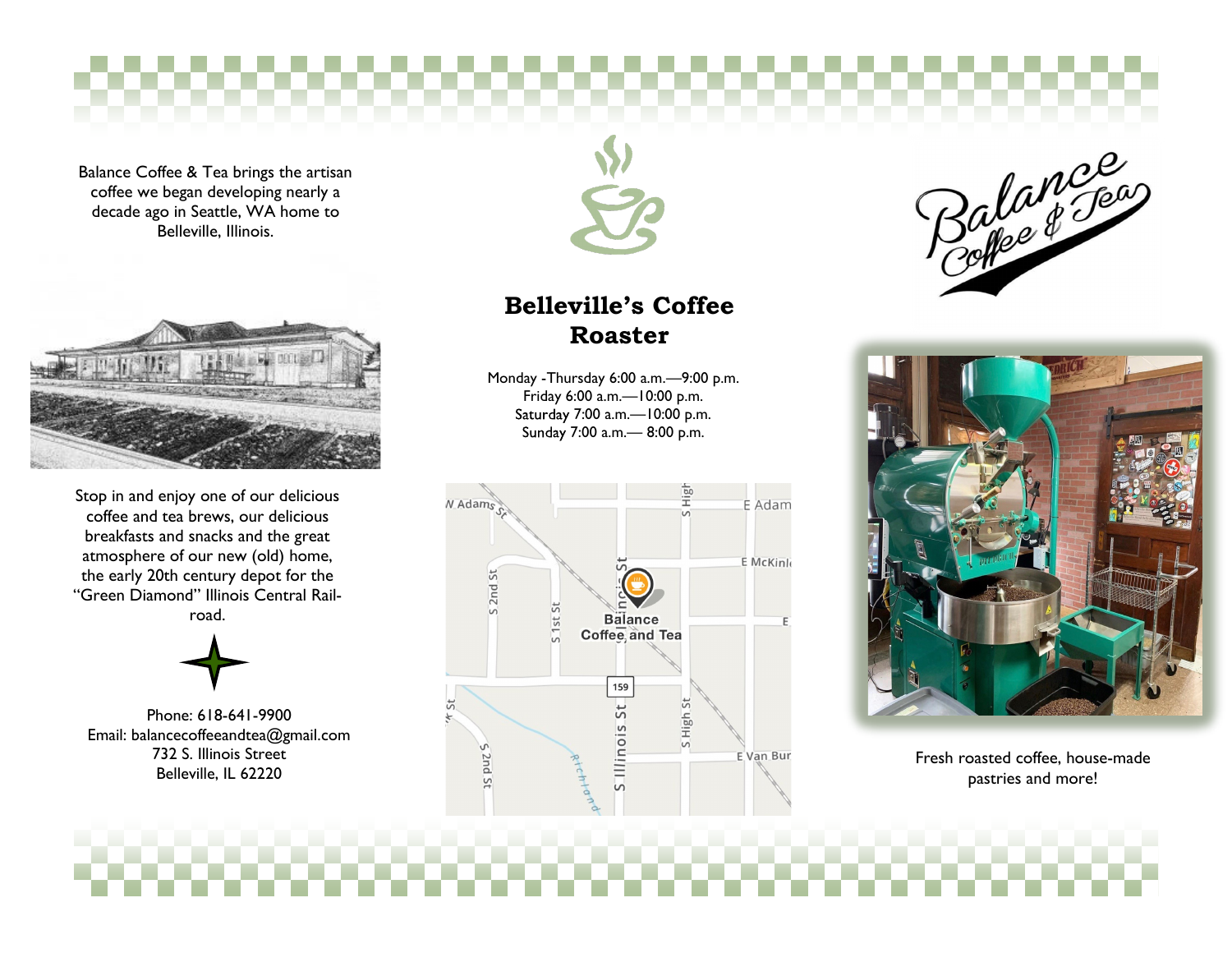Balance Coffee & Tea brings the artisan coffee we began developing nearly a decade ago in Seattle, WA home to Belleville, Illinois.

Stop in and enjoy one of our delicious coffee and tea brews, our delicious breakfasts and snacks and the great atmosphere of our new (old) home, the early 20th century depot for the "Green Diamond" Illinois Central Railroad.

Phone: 618-641-9900
Email: balancecoffeeandtea@gmail.com
732 S. Illinois Street
Belleville, IL 62220

# Belleville's Coffee Roaster

Monday -Thursday 6:00 a.m.—9:00 p.m.
Friday 6:00 a.m.—10:00 p.m.
Saturday 7:00 a.m.—10:00 p.m.
Sunday 7:00 a.m.— 8:00 p.m.

Balance Coffee & Tea

Fresh roasted coffee, house-made pastries and more!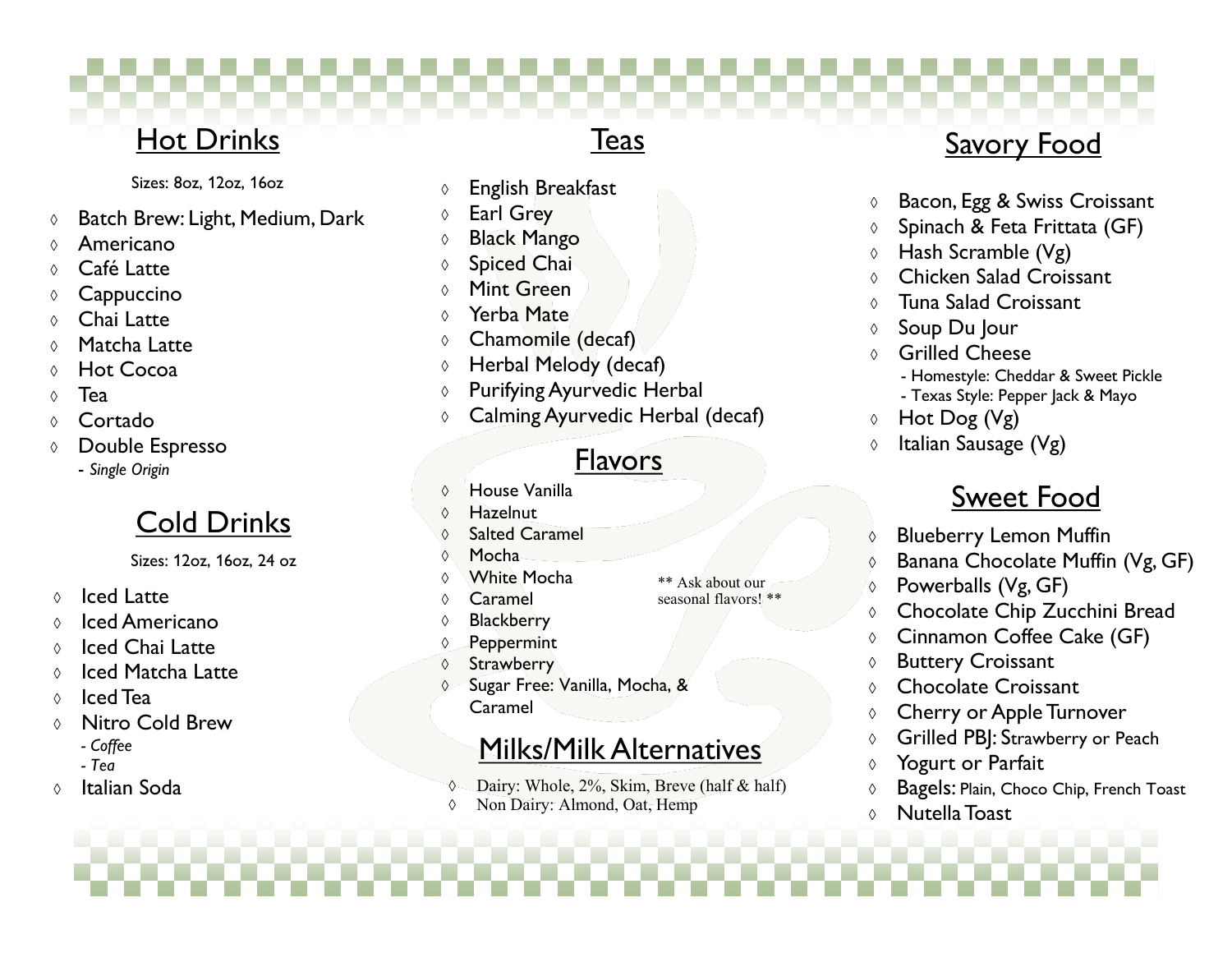## Hot Drinks

Sizes: 8oz, 12oz, 16oz

- Batch Brew: Light, Medium, Dark
- Americano
- Café Latte
- Cappuccino
- Chai Latte
- Matcha Latte
- Hot Cocoa
- Tea
- Cortado
- Double Espresso
  - *Single Origin*

## Cold Drinks

Sizes: 12oz, 16oz, 24 oz

- Iced Latte
- Iced Americano
- Iced Chai Latte
- Iced Matcha Latte
- Iced Tea
- Nitro Cold Brew
  - *Coffee*
  - *Tea*
- Italian Soda

## Teas

- English Breakfast
- Earl Grey
- Black Mango
- Spiced Chai
- Mint Green
- Yerba Mate
- Chamomile (decaf)
- Herbal Melody (decaf)
- Purifying Ayurvedic Herbal
- Calming Ayurvedic Herbal (decaf)

## Flavors

- House Vanilla
- Hazelnut
- Salted Caramel
- Mocha
- White Mocha
- Caramel
- Blackberry
- Peppermint
- Strawberry
- Sugar Free: Vanilla, Mocha, & Caramel

** Ask about our seasonal flavors! **

## Milks/Milk Alternatives

- Dairy: Whole, 2%, Skim, Breve (half & half)
- Non Dairy: Almond, Oat, Hemp

## Savory Food

- Bacon, Egg & Swiss Croissant
- Spinach & Feta Frittata (GF)
- Hash Scramble (Vg)
- Chicken Salad Croissant
- Tuna Salad Croissant
- Soup Du Jour
- Grilled Cheese
  - Homestyle: Cheddar & Sweet Pickle
  - Texas Style: Pepper Jack & Mayo
- Hot Dog (Vg)
- Italian Sausage (Vg)

## Sweet Food

- Blueberry Lemon Muffin
- Banana Chocolate Muffin (Vg, GF)
- Powerballs (Vg, GF)
- Chocolate Chip Zucchini Bread
- Cinnamon Coffee Cake (GF)
- Buttery Croissant
- Chocolate Croissant
- Cherry or Apple Turnover
- Grilled PBJ: Strawberry or Peach
- Yogurt or Parfait
- Bagels: Plain, Choco Chip, French Toast
- Nutella Toast